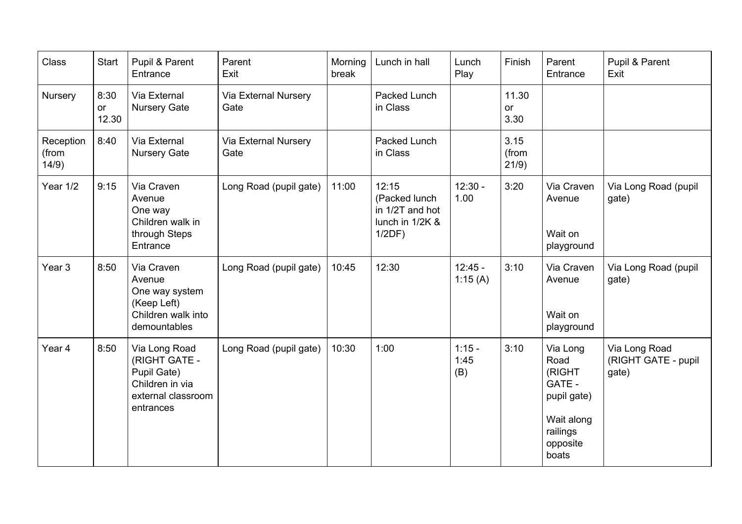| Class | Start | Pupil & Parent Entrance | Parent Exit | Morning break | Lunch in hall | Lunch Play | Finish | Parent Entrance | Pupil & Parent Exit |
|---|---|---|---|---|---|---|---|---|---|
| Nursery | 8:30 or 12.30 | Via External Nursery Gate | Via External Nursery Gate | | Packed Lunch in Class | | 11.30 or 3.30 | | |
| Reception (from 14/9) | 8:40 | Via External Nursery Gate | Via External Nursery Gate | | Packed Lunch in Class | | 3.15 (from 21/9) | | |
| Year 1/2 | 9:15 | Via Craven Avenue One way Children walk in through Steps Entrance | Long Road (pupil gate) | 11:00 | 12:15 (Packed lunch in 1/2T and hot lunch in 1/2K & 1/2DF) | 12:30 - 1.00 | 3:20 | Via Craven Avenue<br><br>Wait on playground | Via Long Road (pupil gate) |
| Year 3 | 8:50 | Via Craven Avenue One way system (Keep Left) Children walk into demountables | Long Road (pupil gate) | 10:45 | 12:30 | 12:45 - 1:15 (A) | 3:10 | Via Craven Avenue<br><br>Wait on playground | Via Long Road (pupil gate) |
| Year 4 | 8:50 | Via Long Road (RIGHT GATE - Pupil Gate) Children in via external classroom entrances | Long Road (pupil gate) | 10:30 | 1:00 | 1:15 - 1:45 (B) | 3:10 | Via Long Road (RIGHT GATE - pupil gate)<br><br>Wait along railings opposite boats | Via Long Road (RIGHT GATE - pupil gate) |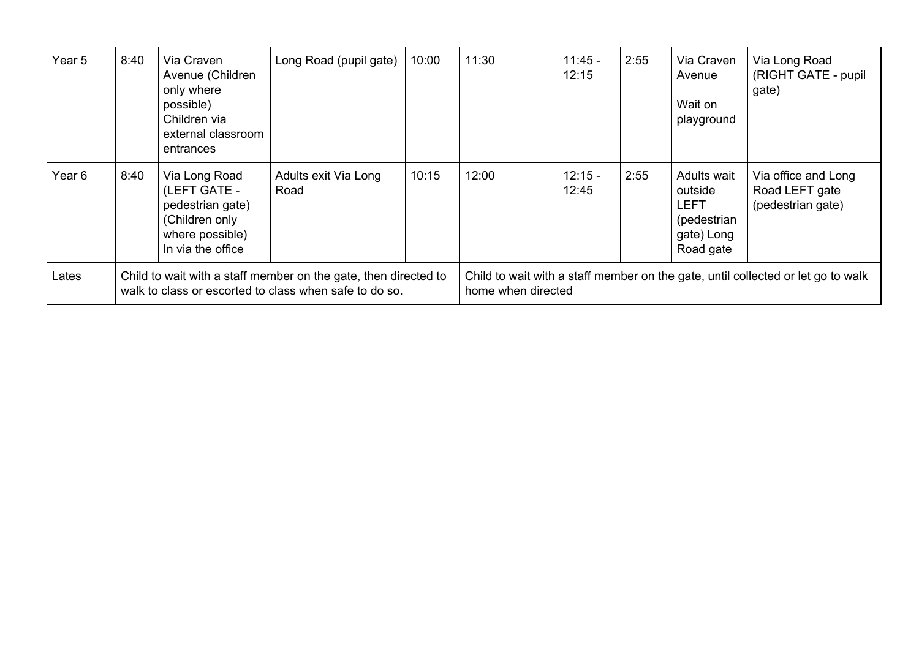| | | | | | | | | | | |
|---|---|---|---|---|---|---|---|---|---|---|
| Year 5 | 8:40 | Via Craven Avenue (Children only where possible) Children via external classroom entrances | Long Road (pupil gate) | 10:00 | 11:30 | 11:45 - 12:15 | 2:55 | Via Craven Avenue<br><br>Wait on playground | Via Long Road (RIGHT GATE - pupil gate) |
| Year 6 | 8:40 | Via Long Road (LEFT GATE - pedestrian gate) (Children only where possible) In via the office | Adults exit Via Long Road | 10:15 | 12:00 | 12:15 - 12:45 | 2:55 | Adults wait outside LEFT (pedestrian gate) Long Road gate | Via office and Long Road LEFT gate (pedestrian gate) |
| Lates | Child to wait with a staff member on the gate, then directed to walk to class or escorted to class when safe to do so. | | | | Child to wait with a staff member on the gate, until collected or let go to walk home when directed | | | | |